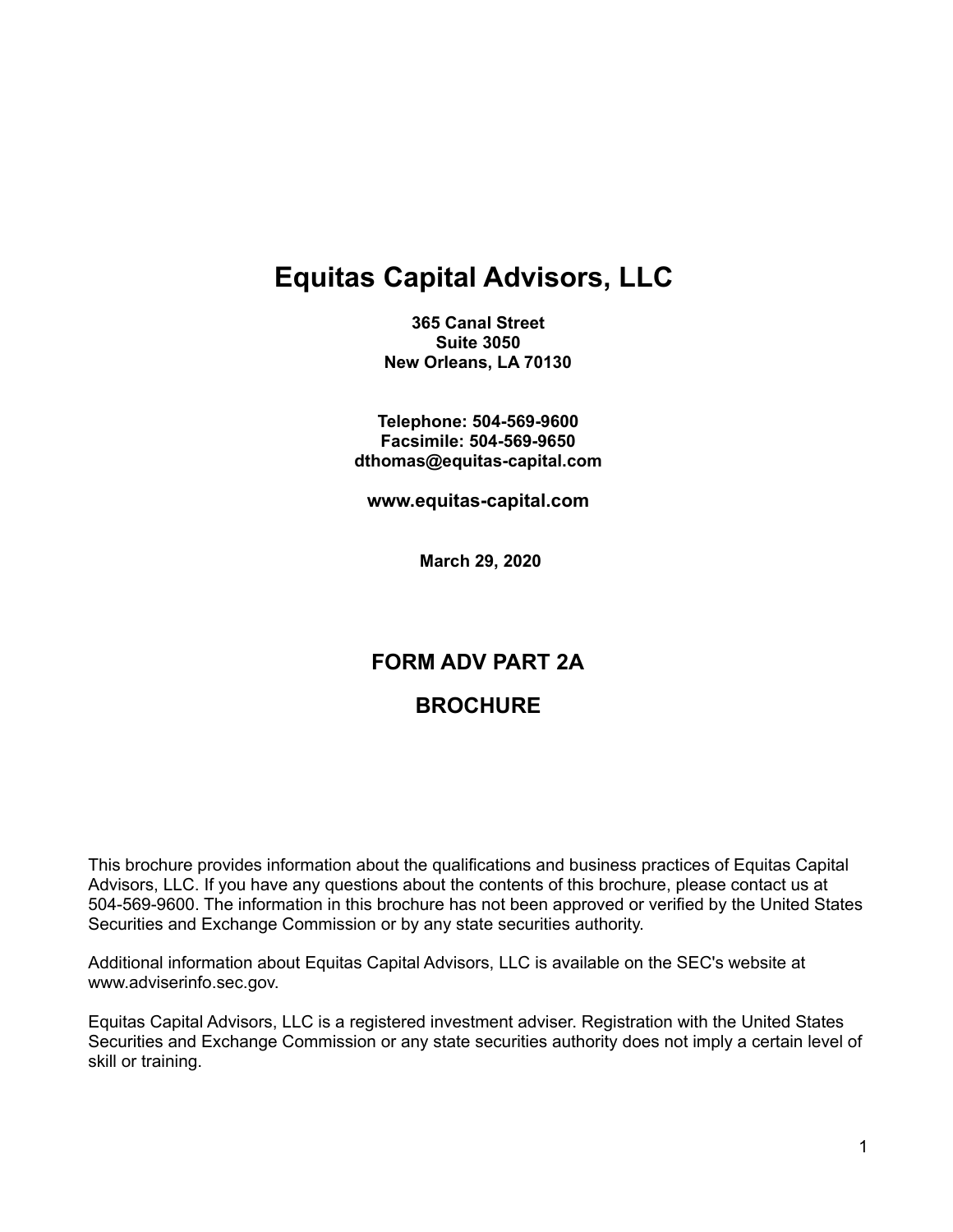# Equitas Capital Advisors, LLC

**365 Canal Street**
**Suite 3050**
**New Orleans, LA 70130**

**Telephone: 504-569-9600**
**Facsimile: 504-569-9650**
**dthomas@equitas-capital.com**

**www.equitas-capital.com**

**March 29, 2020**

## FORM ADV PART 2A

## BROCHURE

This brochure provides information about the qualifications and business practices of Equitas Capital Advisors, LLC. If you have any questions about the contents of this brochure, please contact us at 504-569-9600. The information in this brochure has not been approved or verified by the United States Securities and Exchange Commission or by any state securities authority.

Additional information about Equitas Capital Advisors, LLC is available on the SEC's website at www.adviserinfo.sec.gov.

Equitas Capital Advisors, LLC is a registered investment adviser. Registration with the United States Securities and Exchange Commission or any state securities authority does not imply a certain level of skill or training.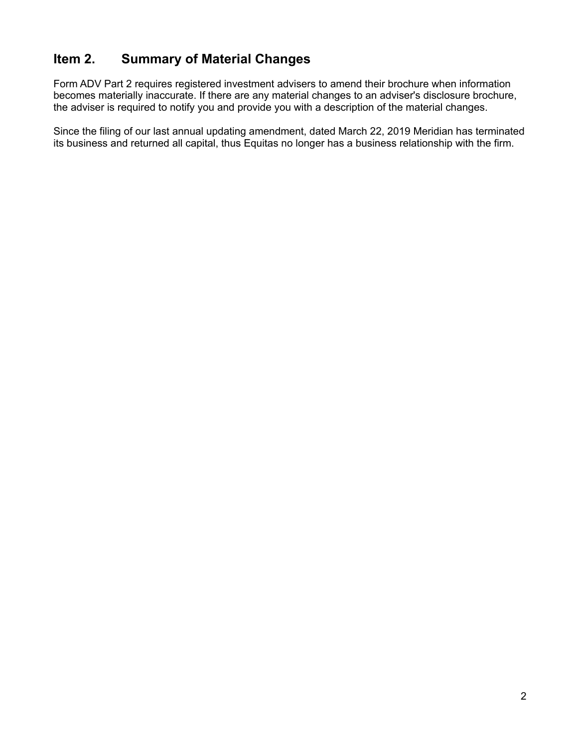## Item 2. Summary of Material Changes

Form ADV Part 2 requires registered investment advisers to amend their brochure when information becomes materially inaccurate. If there are any material changes to an adviser's disclosure brochure, the adviser is required to notify you and provide you with a description of the material changes.

Since the filing of our last annual updating amendment, dated March 22, 2019 Meridian has terminated its business and returned all capital, thus Equitas no longer has a business relationship with the firm.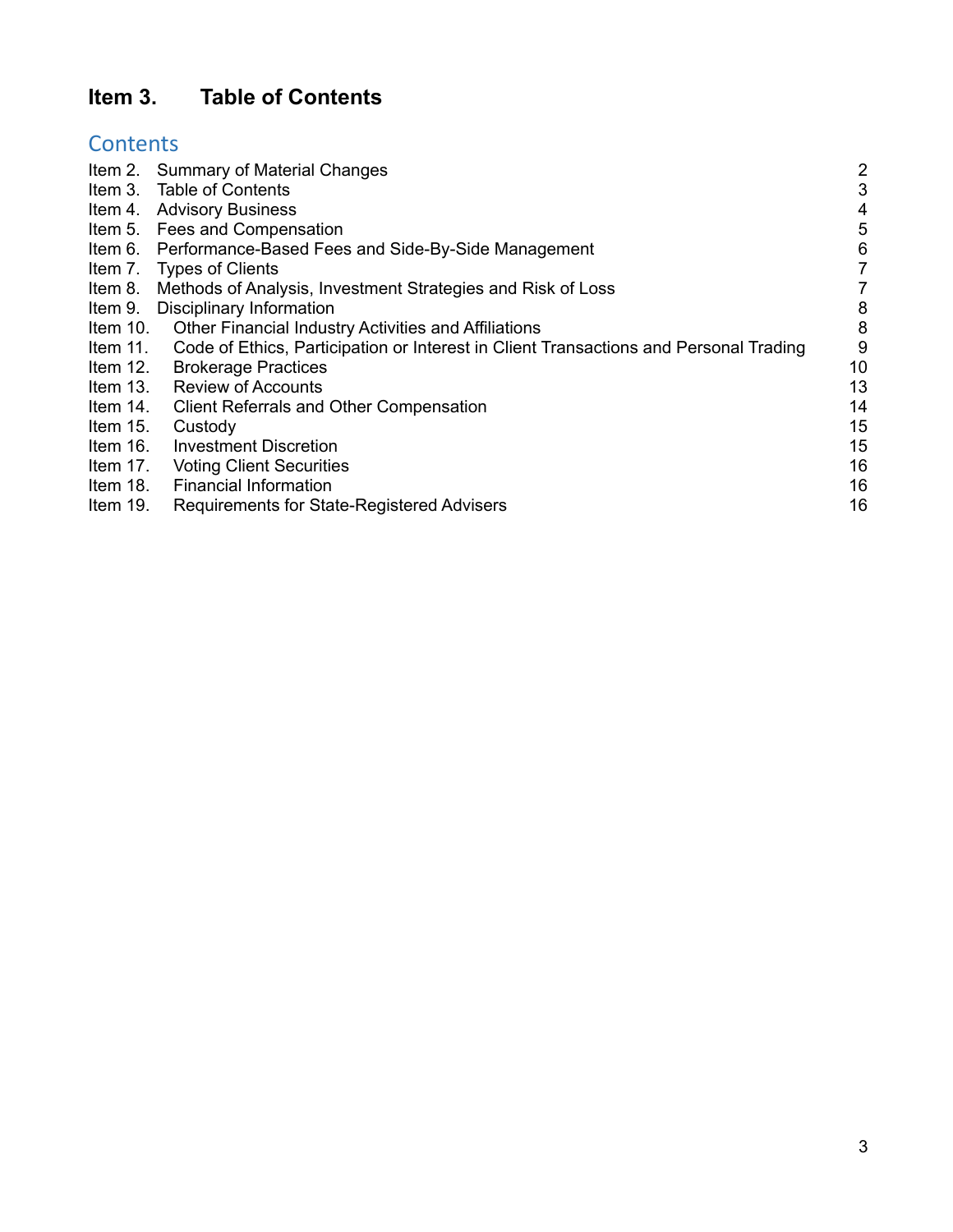# Item 3. Table of Contents

## Contents

| | | |
|---|---|---|
| Item 2. | Summary of Material Changes | 2 |
| Item 3. | Table of Contents | 3 |
| Item 4. | Advisory Business | 4 |
| Item 5. | Fees and Compensation | 5 |
| Item 6. | Performance-Based Fees and Side-By-Side Management | 6 |
| Item 7. | Types of Clients | 7 |
| Item 8. | Methods of Analysis, Investment Strategies and Risk of Loss | 7 |
| Item 9. | Disciplinary Information | 8 |
| Item 10. | Other Financial Industry Activities and Affiliations | 8 |
| Item 11. | Code of Ethics, Participation or Interest in Client Transactions and Personal Trading | 9 |
| Item 12. | Brokerage Practices | 10 |
| Item 13. | Review of Accounts | 13 |
| Item 14. | Client Referrals and Other Compensation | 14 |
| Item 15. | Custody | 15 |
| Item 16. | Investment Discretion | 15 |
| Item 17. | Voting Client Securities | 16 |
| Item 18. | Financial Information | 16 |
| Item 19. | Requirements for State-Registered Advisers | 16 |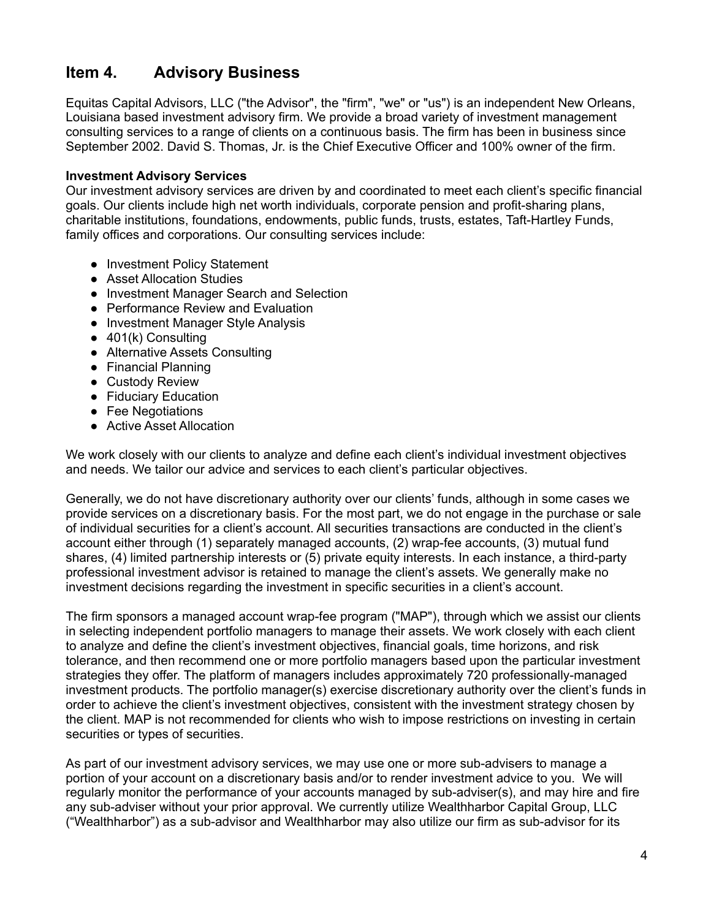## Item 4. Advisory Business

Equitas Capital Advisors, LLC ("the Advisor", the "firm", "we" or "us") is an independent New Orleans, Louisiana based investment advisory firm. We provide a broad variety of investment management consulting services to a range of clients on a continuous basis. The firm has been in business since September 2002. David S. Thomas, Jr. is the Chief Executive Officer and 100% owner of the firm.

**Investment Advisory Services**
Our investment advisory services are driven by and coordinated to meet each client's specific financial goals. Our clients include high net worth individuals, corporate pension and profit-sharing plans, charitable institutions, foundations, endowments, public funds, trusts, estates, Taft-Hartley Funds, family offices and corporations. Our consulting services include:

- Investment Policy Statement
- Asset Allocation Studies
- Investment Manager Search and Selection
- Performance Review and Evaluation
- Investment Manager Style Analysis
- 401(k) Consulting
- Alternative Assets Consulting
- Financial Planning
- Custody Review
- Fiduciary Education
- Fee Negotiations
- Active Asset Allocation

We work closely with our clients to analyze and define each client's individual investment objectives and needs. We tailor our advice and services to each client's particular objectives.

Generally, we do not have discretionary authority over our clients' funds, although in some cases we provide services on a discretionary basis. For the most part, we do not engage in the purchase or sale of individual securities for a client's account. All securities transactions are conducted in the client's account either through (1) separately managed accounts, (2) wrap-fee accounts, (3) mutual fund shares, (4) limited partnership interests or (5) private equity interests. In each instance, a third-party professional investment advisor is retained to manage the client's assets. We generally make no investment decisions regarding the investment in specific securities in a client's account.

The firm sponsors a managed account wrap-fee program ("MAP"), through which we assist our clients in selecting independent portfolio managers to manage their assets. We work closely with each client to analyze and define the client's investment objectives, financial goals, time horizons, and risk tolerance, and then recommend one or more portfolio managers based upon the particular investment strategies they offer. The platform of managers includes approximately 720 professionally-managed investment products. The portfolio manager(s) exercise discretionary authority over the client's funds in order to achieve the client's investment objectives, consistent with the investment strategy chosen by the client. MAP is not recommended for clients who wish to impose restrictions on investing in certain securities or types of securities.

As part of our investment advisory services, we may use one or more sub-advisers to manage a portion of your account on a discretionary basis and/or to render investment advice to you. We will regularly monitor the performance of your accounts managed by sub-adviser(s), and may hire and fire any sub-adviser without your prior approval. We currently utilize Wealthharbor Capital Group, LLC ("Wealthharbor") as a sub-advisor and Wealthharbor may also utilize our firm as sub-advisor for its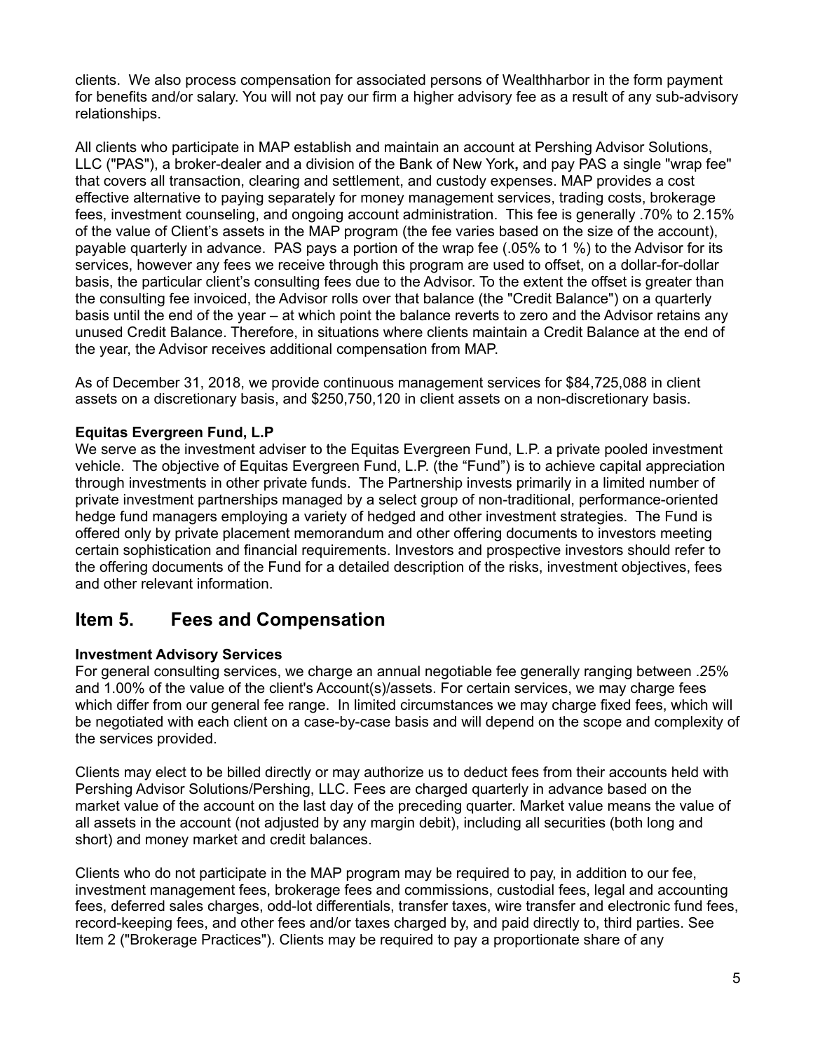clients. We also process compensation for associated persons of Wealthharbor in the form payment for benefits and/or salary. You will not pay our firm a higher advisory fee as a result of any sub-advisory relationships.

All clients who participate in MAP establish and maintain an account at Pershing Advisor Solutions, LLC ("PAS"), a broker-dealer and a division of the Bank of New York**,** and pay PAS a single "wrap fee" that covers all transaction, clearing and settlement, and custody expenses. MAP provides a cost effective alternative to paying separately for money management services, trading costs, brokerage fees, investment counseling, and ongoing account administration. This fee is generally .70% to 2.15% of the value of Client's assets in the MAP program (the fee varies based on the size of the account), payable quarterly in advance. PAS pays a portion of the wrap fee (.05% to 1 %) to the Advisor for its services, however any fees we receive through this program are used to offset, on a dollar-for-dollar basis, the particular client's consulting fees due to the Advisor. To the extent the offset is greater than the consulting fee invoiced, the Advisor rolls over that balance (the "Credit Balance") on a quarterly basis until the end of the year – at which point the balance reverts to zero and the Advisor retains any unused Credit Balance. Therefore, in situations where clients maintain a Credit Balance at the end of the year, the Advisor receives additional compensation from MAP.

As of December 31, 2018, we provide continuous management services for $84,725,088 in client assets on a discretionary basis, and $250,750,120 in client assets on a non-discretionary basis.

**Equitas Evergreen Fund, L.P**

We serve as the investment adviser to the Equitas Evergreen Fund, L.P. a private pooled investment vehicle. The objective of Equitas Evergreen Fund, L.P. (the "Fund") is to achieve capital appreciation through investments in other private funds. The Partnership invests primarily in a limited number of private investment partnerships managed by a select group of non-traditional, performance-oriented hedge fund managers employing a variety of hedged and other investment strategies. The Fund is offered only by private placement memorandum and other offering documents to investors meeting certain sophistication and financial requirements. Investors and prospective investors should refer to the offering documents of the Fund for a detailed description of the risks, investment objectives, fees and other relevant information.

## Item 5. Fees and Compensation

**Investment Advisory Services**

For general consulting services, we charge an annual negotiable fee generally ranging between .25% and 1.00% of the value of the client's Account(s)/assets. For certain services, we may charge fees which differ from our general fee range. In limited circumstances we may charge fixed fees, which will be negotiated with each client on a case-by-case basis and will depend on the scope and complexity of the services provided.

Clients may elect to be billed directly or may authorize us to deduct fees from their accounts held with Pershing Advisor Solutions/Pershing, LLC. Fees are charged quarterly in advance based on the market value of the account on the last day of the preceding quarter. Market value means the value of all assets in the account (not adjusted by any margin debit), including all securities (both long and short) and money market and credit balances.

Clients who do not participate in the MAP program may be required to pay, in addition to our fee, investment management fees, brokerage fees and commissions, custodial fees, legal and accounting fees, deferred sales charges, odd-lot differentials, transfer taxes, wire transfer and electronic fund fees, record-keeping fees, and other fees and/or taxes charged by, and paid directly to, third parties. See Item 2 ("Brokerage Practices"). Clients may be required to pay a proportionate share of any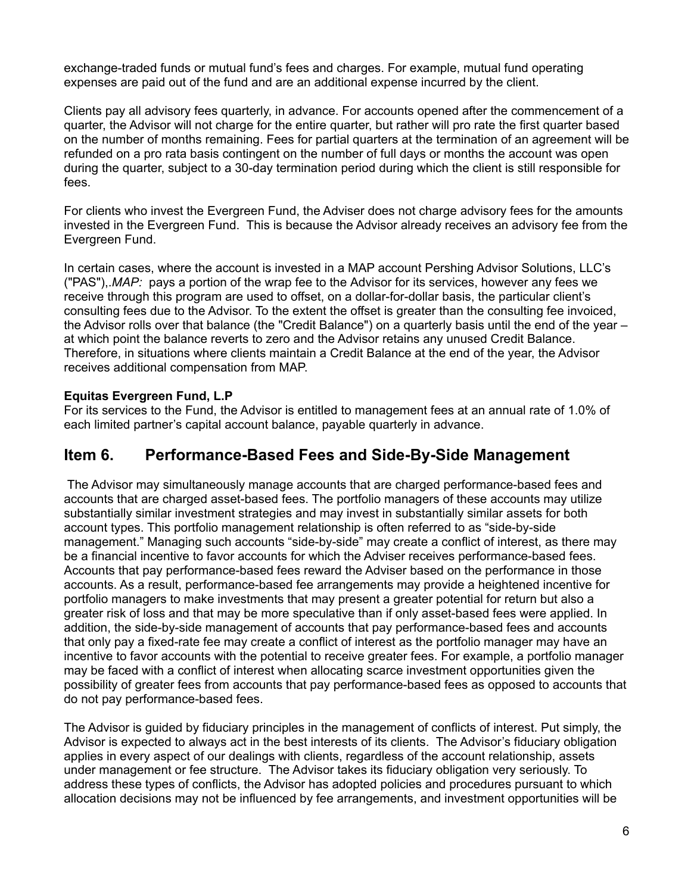exchange-traded funds or mutual fund's fees and charges. For example, mutual fund operating expenses are paid out of the fund and are an additional expense incurred by the client.

Clients pay all advisory fees quarterly, in advance. For accounts opened after the commencement of a quarter, the Advisor will not charge for the entire quarter, but rather will pro rate the first quarter based on the number of months remaining. Fees for partial quarters at the termination of an agreement will be refunded on a pro rata basis contingent on the number of full days or months the account was open during the quarter, subject to a 30-day termination period during which the client is still responsible for fees.

For clients who invest the Evergreen Fund, the Adviser does not charge advisory fees for the amounts invested in the Evergreen Fund. This is because the Advisor already receives an advisory fee from the Evergreen Fund.

In certain cases, where the account is invested in a MAP account Pershing Advisor Solutions, LLC's ("PAS"),.*MAP:* pays a portion of the wrap fee to the Advisor for its services, however any fees we receive through this program are used to offset, on a dollar-for-dollar basis, the particular client's consulting fees due to the Advisor. To the extent the offset is greater than the consulting fee invoiced, the Advisor rolls over that balance (the "Credit Balance") on a quarterly basis until the end of the year – at which point the balance reverts to zero and the Advisor retains any unused Credit Balance. Therefore, in situations where clients maintain a Credit Balance at the end of the year, the Advisor receives additional compensation from MAP.

**Equitas Evergreen Fund, L.P**

For its services to the Fund, the Advisor is entitled to management fees at an annual rate of 1.0% of each limited partner's capital account balance, payable quarterly in advance.

## Item 6. Performance-Based Fees and Side-By-Side Management

The Advisor may simultaneously manage accounts that are charged performance-based fees and accounts that are charged asset-based fees. The portfolio managers of these accounts may utilize substantially similar investment strategies and may invest in substantially similar assets for both account types. This portfolio management relationship is often referred to as "side-by-side management." Managing such accounts "side-by-side" may create a conflict of interest, as there may be a financial incentive to favor accounts for which the Adviser receives performance-based fees. Accounts that pay performance-based fees reward the Adviser based on the performance in those accounts. As a result, performance-based fee arrangements may provide a heightened incentive for portfolio managers to make investments that may present a greater potential for return but also a greater risk of loss and that may be more speculative than if only asset-based fees were applied. In addition, the side-by-side management of accounts that pay performance-based fees and accounts that only pay a fixed-rate fee may create a conflict of interest as the portfolio manager may have an incentive to favor accounts with the potential to receive greater fees. For example, a portfolio manager may be faced with a conflict of interest when allocating scarce investment opportunities given the possibility of greater fees from accounts that pay performance-based fees as opposed to accounts that do not pay performance-based fees.

The Advisor is guided by fiduciary principles in the management of conflicts of interest. Put simply, the Advisor is expected to always act in the best interests of its clients. The Advisor's fiduciary obligation applies in every aspect of our dealings with clients, regardless of the account relationship, assets under management or fee structure. The Advisor takes its fiduciary obligation very seriously. To address these types of conflicts, the Advisor has adopted policies and procedures pursuant to which allocation decisions may not be influenced by fee arrangements, and investment opportunities will be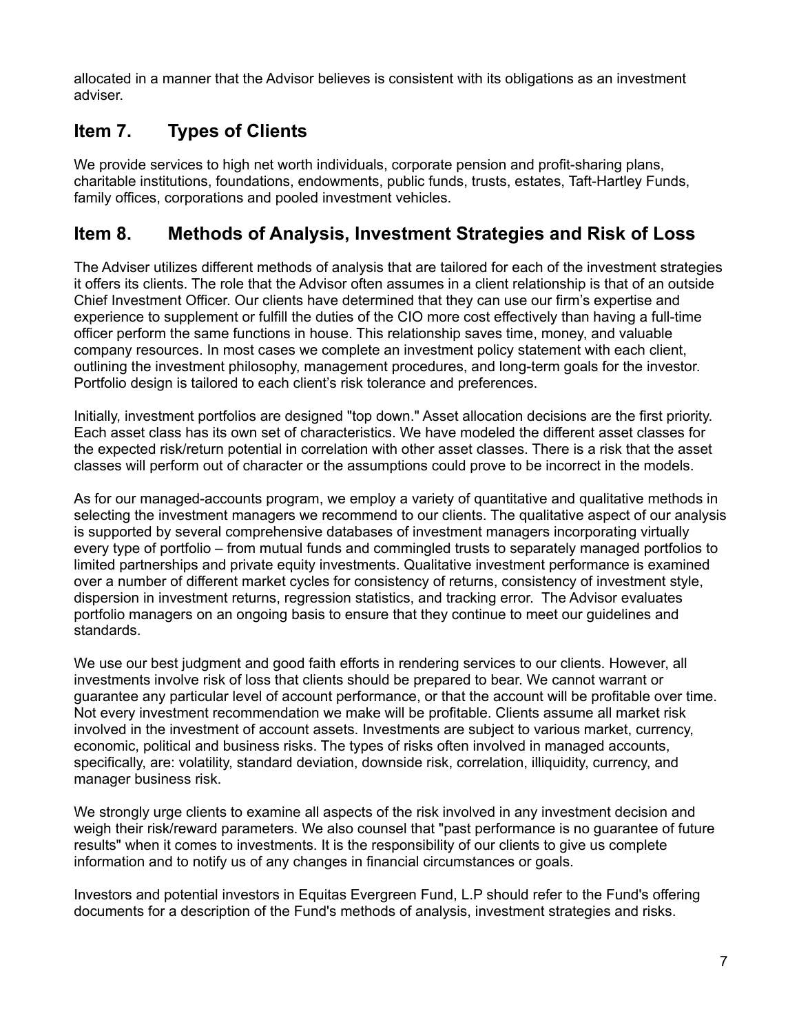allocated in a manner that the Advisor believes is consistent with its obligations as an investment adviser.

## Item 7. Types of Clients

We provide services to high net worth individuals, corporate pension and profit-sharing plans, charitable institutions, foundations, endowments, public funds, trusts, estates, Taft-Hartley Funds, family offices, corporations and pooled investment vehicles.

## Item 8. Methods of Analysis, Investment Strategies and Risk of Loss

The Adviser utilizes different methods of analysis that are tailored for each of the investment strategies it offers its clients. The role that the Advisor often assumes in a client relationship is that of an outside Chief Investment Officer. Our clients have determined that they can use our firm's expertise and experience to supplement or fulfill the duties of the CIO more cost effectively than having a full-time officer perform the same functions in house. This relationship saves time, money, and valuable company resources. In most cases we complete an investment policy statement with each client, outlining the investment philosophy, management procedures, and long-term goals for the investor. Portfolio design is tailored to each client's risk tolerance and preferences.

Initially, investment portfolios are designed "top down." Asset allocation decisions are the first priority. Each asset class has its own set of characteristics. We have modeled the different asset classes for the expected risk/return potential in correlation with other asset classes. There is a risk that the asset classes will perform out of character or the assumptions could prove to be incorrect in the models.

As for our managed-accounts program, we employ a variety of quantitative and qualitative methods in selecting the investment managers we recommend to our clients. The qualitative aspect of our analysis is supported by several comprehensive databases of investment managers incorporating virtually every type of portfolio – from mutual funds and commingled trusts to separately managed portfolios to limited partnerships and private equity investments. Qualitative investment performance is examined over a number of different market cycles for consistency of returns, consistency of investment style, dispersion in investment returns, regression statistics, and tracking error. The Advisor evaluates portfolio managers on an ongoing basis to ensure that they continue to meet our guidelines and standards.

We use our best judgment and good faith efforts in rendering services to our clients. However, all investments involve risk of loss that clients should be prepared to bear. We cannot warrant or guarantee any particular level of account performance, or that the account will be profitable over time. Not every investment recommendation we make will be profitable. Clients assume all market risk involved in the investment of account assets. Investments are subject to various market, currency, economic, political and business risks. The types of risks often involved in managed accounts, specifically, are: volatility, standard deviation, downside risk, correlation, illiquidity, currency, and manager business risk.

We strongly urge clients to examine all aspects of the risk involved in any investment decision and weigh their risk/reward parameters. We also counsel that "past performance is no guarantee of future results" when it comes to investments. It is the responsibility of our clients to give us complete information and to notify us of any changes in financial circumstances or goals.

Investors and potential investors in Equitas Evergreen Fund, L.P should refer to the Fund's offering documents for a description of the Fund's methods of analysis, investment strategies and risks.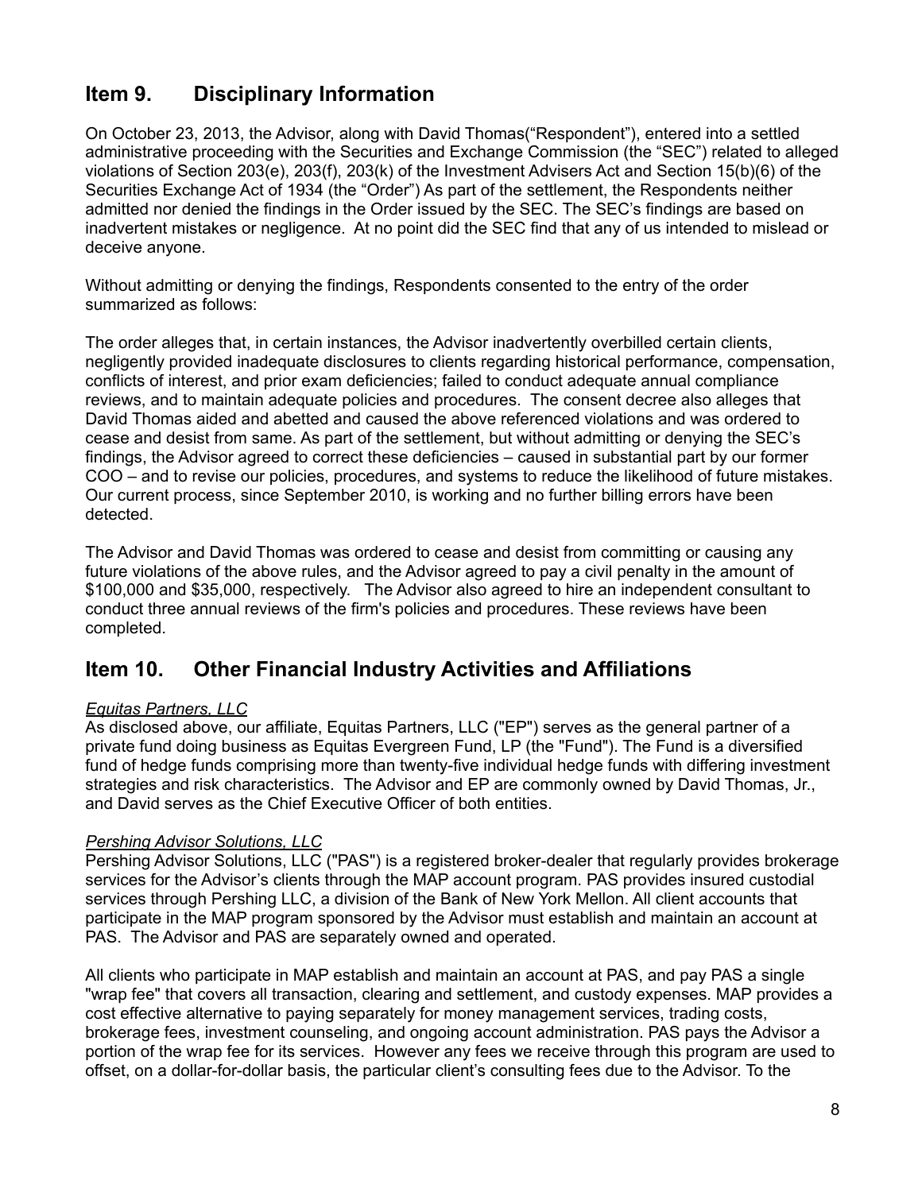## Item 9. Disciplinary Information

On October 23, 2013, the Advisor, along with David Thomas(“Respondent”), entered into a settled administrative proceeding with the Securities and Exchange Commission (the “SEC”) related to alleged violations of Section 203(e), 203(f), 203(k) of the Investment Advisers Act and Section 15(b)(6) of the Securities Exchange Act of 1934 (the “Order”) As part of the settlement, the Respondents neither admitted nor denied the findings in the Order issued by the SEC. The SEC’s findings are based on inadvertent mistakes or negligence. At no point did the SEC find that any of us intended to mislead or deceive anyone.

Without admitting or denying the findings, Respondents consented to the entry of the order summarized as follows:

The order alleges that, in certain instances, the Advisor inadvertently overbilled certain clients, negligently provided inadequate disclosures to clients regarding historical performance, compensation, conflicts of interest, and prior exam deficiencies; failed to conduct adequate annual compliance reviews, and to maintain adequate policies and procedures. The consent decree also alleges that David Thomas aided and abetted and caused the above referenced violations and was ordered to cease and desist from same. As part of the settlement, but without admitting or denying the SEC’s findings, the Advisor agreed to correct these deficiencies – caused in substantial part by our former COO – and to revise our policies, procedures, and systems to reduce the likelihood of future mistakes. Our current process, since September 2010, is working and no further billing errors have been detected.

The Advisor and David Thomas was ordered to cease and desist from committing or causing any future violations of the above rules, and the Advisor agreed to pay a civil penalty in the amount of $100,000 and $35,000, respectively. The Advisor also agreed to hire an independent consultant to conduct three annual reviews of the firm's policies and procedures. These reviews have been completed.

## Item 10. Other Financial Industry Activities and Affiliations

*Equitas Partners, LLC*
As disclosed above, our affiliate, Equitas Partners, LLC ("EP") serves as the general partner of a private fund doing business as Equitas Evergreen Fund, LP (the "Fund"). The Fund is a diversified fund of hedge funds comprising more than twenty-five individual hedge funds with differing investment strategies and risk characteristics. The Advisor and EP are commonly owned by David Thomas, Jr., and David serves as the Chief Executive Officer of both entities.

*Pershing Advisor Solutions, LLC*
Pershing Advisor Solutions, LLC ("PAS") is a registered broker-dealer that regularly provides brokerage services for the Advisor’s clients through the MAP account program. PAS provides insured custodial services through Pershing LLC, a division of the Bank of New York Mellon. All client accounts that participate in the MAP program sponsored by the Advisor must establish and maintain an account at PAS. The Advisor and PAS are separately owned and operated.

All clients who participate in MAP establish and maintain an account at PAS, and pay PAS a single "wrap fee" that covers all transaction, clearing and settlement, and custody expenses. MAP provides a cost effective alternative to paying separately for money management services, trading costs, brokerage fees, investment counseling, and ongoing account administration. PAS pays the Advisor a portion of the wrap fee for its services. However any fees we receive through this program are used to offset, on a dollar-for-dollar basis, the particular client’s consulting fees due to the Advisor. To the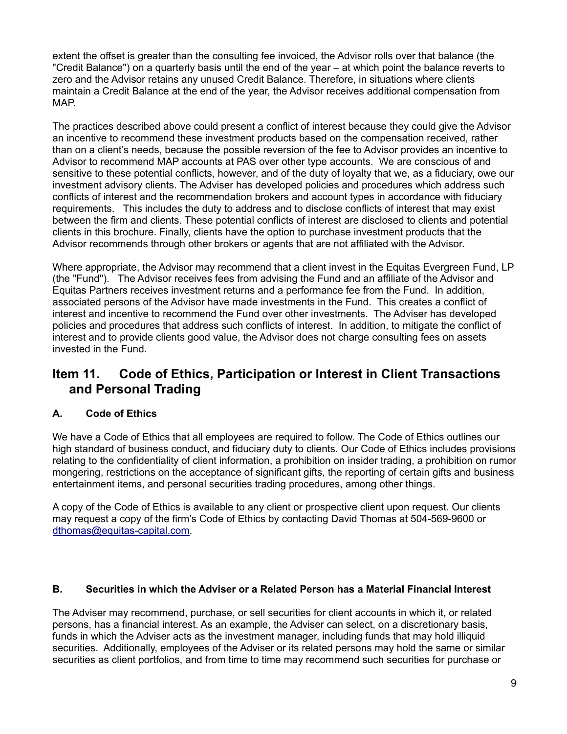extent the offset is greater than the consulting fee invoiced, the Advisor rolls over that balance (the "Credit Balance") on a quarterly basis until the end of the year – at which point the balance reverts to zero and the Advisor retains any unused Credit Balance. Therefore, in situations where clients maintain a Credit Balance at the end of the year, the Advisor receives additional compensation from MAP.

The practices described above could present a conflict of interest because they could give the Advisor an incentive to recommend these investment products based on the compensation received, rather than on a client's needs, because the possible reversion of the fee to Advisor provides an incentive to Advisor to recommend MAP accounts at PAS over other type accounts. We are conscious of and sensitive to these potential conflicts, however, and of the duty of loyalty that we, as a fiduciary, owe our investment advisory clients. The Adviser has developed policies and procedures which address such conflicts of interest and the recommendation brokers and account types in accordance with fiduciary requirements. This includes the duty to address and to disclose conflicts of interest that may exist between the firm and clients. These potential conflicts of interest are disclosed to clients and potential clients in this brochure. Finally, clients have the option to purchase investment products that the Advisor recommends through other brokers or agents that are not affiliated with the Advisor.

Where appropriate, the Advisor may recommend that a client invest in the Equitas Evergreen Fund, LP (the "Fund"). The Advisor receives fees from advising the Fund and an affiliate of the Advisor and Equitas Partners receives investment returns and a performance fee from the Fund. In addition, associated persons of the Advisor have made investments in the Fund. This creates a conflict of interest and incentive to recommend the Fund over other investments. The Adviser has developed policies and procedures that address such conflicts of interest. In addition, to mitigate the conflict of interest and to provide clients good value, the Advisor does not charge consulting fees on assets invested in the Fund.

## Item 11. Code of Ethics, Participation or Interest in Client Transactions and Personal Trading

### A. Code of Ethics

We have a Code of Ethics that all employees are required to follow. The Code of Ethics outlines our high standard of business conduct, and fiduciary duty to clients. Our Code of Ethics includes provisions relating to the confidentiality of client information, a prohibition on insider trading, a prohibition on rumor mongering, restrictions on the acceptance of significant gifts, the reporting of certain gifts and business entertainment items, and personal securities trading procedures, among other things.

A copy of the Code of Ethics is available to any client or prospective client upon request. Our clients may request a copy of the firm's Code of Ethics by contacting David Thomas at 504-569-9600 or dthomas@equitas-capital.com.

### B. Securities in which the Adviser or a Related Person has a Material Financial Interest

The Adviser may recommend, purchase, or sell securities for client accounts in which it, or related persons, has a financial interest. As an example, the Adviser can select, on a discretionary basis, funds in which the Adviser acts as the investment manager, including funds that may hold illiquid securities. Additionally, employees of the Adviser or its related persons may hold the same or similar securities as client portfolios, and from time to time may recommend such securities for purchase or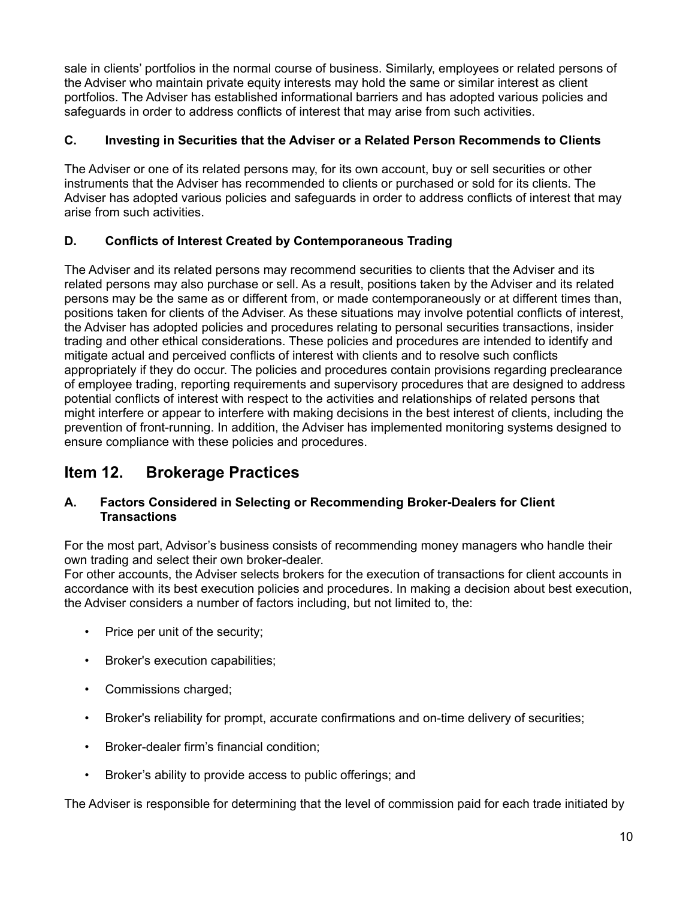sale in clients' portfolios in the normal course of business. Similarly, employees or related persons of the Adviser who maintain private equity interests may hold the same or similar interest as client portfolios. The Adviser has established informational barriers and has adopted various policies and safeguards in order to address conflicts of interest that may arise from such activities.

### C. Investing in Securities that the Adviser or a Related Person Recommends to Clients

The Adviser or one of its related persons may, for its own account, buy or sell securities or other instruments that the Adviser has recommended to clients or purchased or sold for its clients. The Adviser has adopted various policies and safeguards in order to address conflicts of interest that may arise from such activities.

### D. Conflicts of Interest Created by Contemporaneous Trading

The Adviser and its related persons may recommend securities to clients that the Adviser and its related persons may also purchase or sell. As a result, positions taken by the Adviser and its related persons may be the same as or different from, or made contemporaneously or at different times than, positions taken for clients of the Adviser. As these situations may involve potential conflicts of interest, the Adviser has adopted policies and procedures relating to personal securities transactions, insider trading and other ethical considerations. These policies and procedures are intended to identify and mitigate actual and perceived conflicts of interest with clients and to resolve such conflicts appropriately if they do occur. The policies and procedures contain provisions regarding preclearance of employee trading, reporting requirements and supervisory procedures that are designed to address potential conflicts of interest with respect to the activities and relationships of related persons that might interfere or appear to interfere with making decisions in the best interest of clients, including the prevention of front-running. In addition, the Adviser has implemented monitoring systems designed to ensure compliance with these policies and procedures.

## Item 12. Brokerage Practices

### A. Factors Considered in Selecting or Recommending Broker-Dealers for Client Transactions

For the most part, Advisor's business consists of recommending money managers who handle their own trading and select their own broker-dealer.
For other accounts, the Adviser selects brokers for the execution of transactions for client accounts in accordance with its best execution policies and procedures. In making a decision about best execution, the Adviser considers a number of factors including, but not limited to, the:

- Price per unit of the security;
- Broker's execution capabilities;
- Commissions charged;
- Broker's reliability for prompt, accurate confirmations and on-time delivery of securities;
- Broker-dealer firm's financial condition;
- Broker's ability to provide access to public offerings; and

The Adviser is responsible for determining that the level of commission paid for each trade initiated by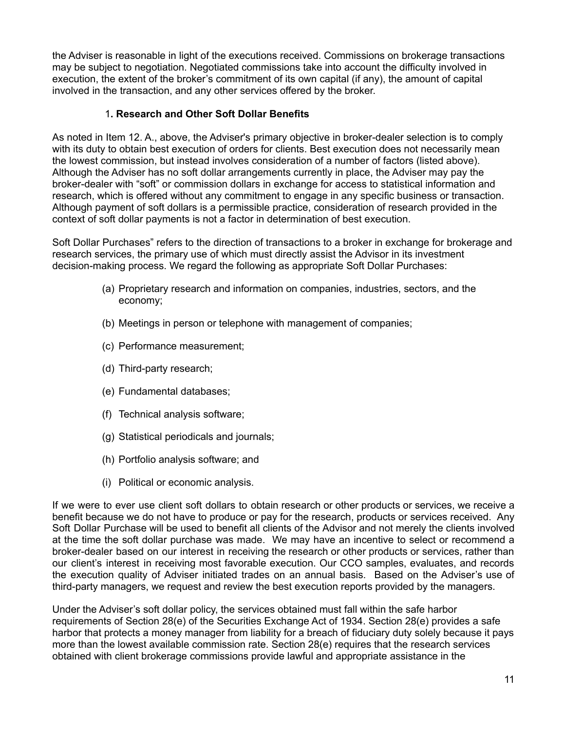the Adviser is reasonable in light of the executions received. Commissions on brokerage transactions may be subject to negotiation. Negotiated commissions take into account the difficulty involved in execution, the extent of the broker's commitment of its own capital (if any), the amount of capital involved in the transaction, and any other services offered by the broker.

### 1. Research and Other Soft Dollar Benefits

As noted in Item 12. A., above, the Adviser's primary objective in broker-dealer selection is to comply with its duty to obtain best execution of orders for clients. Best execution does not necessarily mean the lowest commission, but instead involves consideration of a number of factors (listed above). Although the Adviser has no soft dollar arrangements currently in place, the Adviser may pay the broker-dealer with "soft" or commission dollars in exchange for access to statistical information and research, which is offered without any commitment to engage in any specific business or transaction. Although payment of soft dollars is a permissible practice, consideration of research provided in the context of soft dollar payments is not a factor in determination of best execution.

Soft Dollar Purchases" refers to the direction of transactions to a broker in exchange for brokerage and research services, the primary use of which must directly assist the Advisor in its investment decision-making process. We regard the following as appropriate Soft Dollar Purchases:

(a) Proprietary research and information on companies, industries, sectors, and the economy;

(b) Meetings in person or telephone with management of companies;

(c) Performance measurement;

(d) Third-party research;

(e) Fundamental databases;

(f) Technical analysis software;

(g) Statistical periodicals and journals;

(h) Portfolio analysis software; and

(i) Political or economic analysis.

If we were to ever use client soft dollars to obtain research or other products or services, we receive a benefit because we do not have to produce or pay for the research, products or services received. Any Soft Dollar Purchase will be used to benefit all clients of the Advisor and not merely the clients involved at the time the soft dollar purchase was made. We may have an incentive to select or recommend a broker-dealer based on our interest in receiving the research or other products or services, rather than our client's interest in receiving most favorable execution. Our CCO samples, evaluates, and records the execution quality of Adviser initiated trades on an annual basis. Based on the Adviser's use of third-party managers, we request and review the best execution reports provided by the managers.

Under the Adviser's soft dollar policy, the services obtained must fall within the safe harbor requirements of Section 28(e) of the Securities Exchange Act of 1934. Section 28(e) provides a safe harbor that protects a money manager from liability for a breach of fiduciary duty solely because it pays more than the lowest available commission rate. Section 28(e) requires that the research services obtained with client brokerage commissions provide lawful and appropriate assistance in the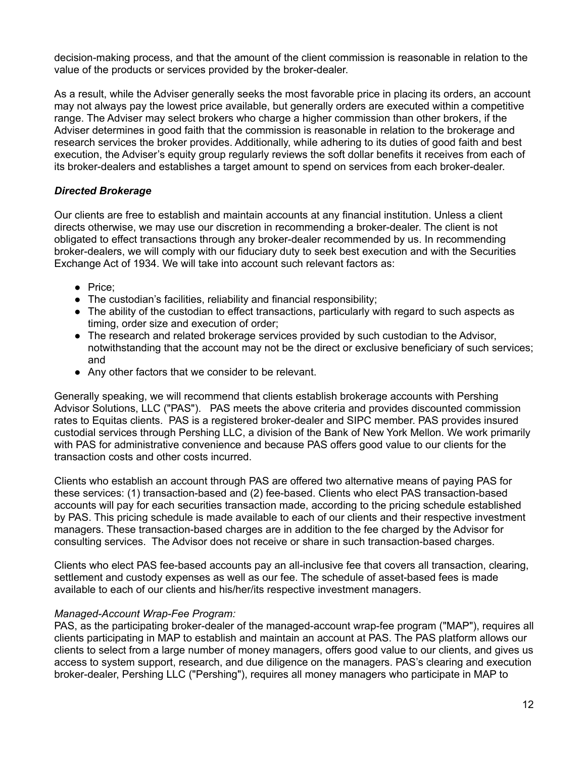decision-making process, and that the amount of the client commission is reasonable in relation to the value of the products or services provided by the broker-dealer.

As a result, while the Adviser generally seeks the most favorable price in placing its orders, an account may not always pay the lowest price available, but generally orders are executed within a competitive range. The Adviser may select brokers who charge a higher commission than other brokers, if the Adviser determines in good faith that the commission is reasonable in relation to the brokerage and research services the broker provides. Additionally, while adhering to its duties of good faith and best execution, the Adviser's equity group regularly reviews the soft dollar benefits it receives from each of its broker-dealers and establishes a target amount to spend on services from each broker-dealer.

***Directed Brokerage***

Our clients are free to establish and maintain accounts at any financial institution. Unless a client directs otherwise, we may use our discretion in recommending a broker-dealer. The client is not obligated to effect transactions through any broker-dealer recommended by us. In recommending broker-dealers, we will comply with our fiduciary duty to seek best execution and with the Securities Exchange Act of 1934. We will take into account such relevant factors as:

- Price;
- The custodian's facilities, reliability and financial responsibility;
- The ability of the custodian to effect transactions, particularly with regard to such aspects as timing, order size and execution of order;
- The research and related brokerage services provided by such custodian to the Advisor, notwithstanding that the account may not be the direct or exclusive beneficiary of such services; and
- Any other factors that we consider to be relevant.

Generally speaking, we will recommend that clients establish brokerage accounts with Pershing Advisor Solutions, LLC ("PAS"). PAS meets the above criteria and provides discounted commission rates to Equitas clients. PAS is a registered broker-dealer and SIPC member. PAS provides insured custodial services through Pershing LLC, a division of the Bank of New York Mellon. We work primarily with PAS for administrative convenience and because PAS offers good value to our clients for the transaction costs and other costs incurred.

Clients who establish an account through PAS are offered two alternative means of paying PAS for these services: (1) transaction-based and (2) fee-based. Clients who elect PAS transaction-based accounts will pay for each securities transaction made, according to the pricing schedule established by PAS. This pricing schedule is made available to each of our clients and their respective investment managers. These transaction-based charges are in addition to the fee charged by the Advisor for consulting services. The Advisor does not receive or share in such transaction-based charges.

Clients who elect PAS fee-based accounts pay an all-inclusive fee that covers all transaction, clearing, settlement and custody expenses as well as our fee. The schedule of asset-based fees is made available to each of our clients and his/her/its respective investment managers.

*Managed-Account Wrap-Fee Program:*
PAS, as the participating broker-dealer of the managed-account wrap-fee program ("MAP"), requires all clients participating in MAP to establish and maintain an account at PAS. The PAS platform allows our clients to select from a large number of money managers, offers good value to our clients, and gives us access to system support, research, and due diligence on the managers. PAS's clearing and execution broker-dealer, Pershing LLC ("Pershing"), requires all money managers who participate in MAP to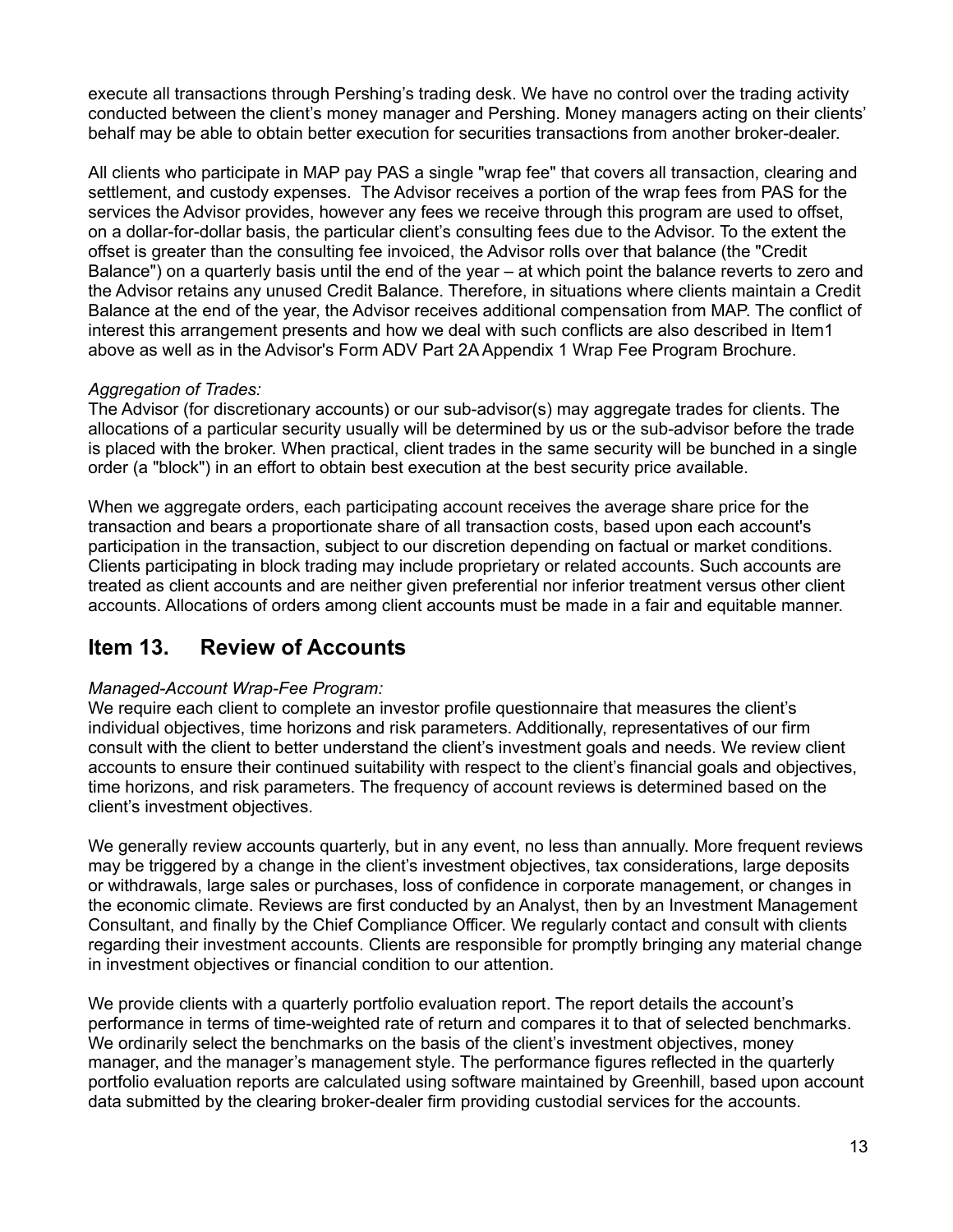execute all transactions through Pershing's trading desk. We have no control over the trading activity conducted between the client's money manager and Pershing. Money managers acting on their clients' behalf may be able to obtain better execution for securities transactions from another broker-dealer.

All clients who participate in MAP pay PAS a single "wrap fee" that covers all transaction, clearing and settlement, and custody expenses. The Advisor receives a portion of the wrap fees from PAS for the services the Advisor provides, however any fees we receive through this program are used to offset, on a dollar-for-dollar basis, the particular client's consulting fees due to the Advisor. To the extent the offset is greater than the consulting fee invoiced, the Advisor rolls over that balance (the "Credit Balance") on a quarterly basis until the end of the year – at which point the balance reverts to zero and the Advisor retains any unused Credit Balance. Therefore, in situations where clients maintain a Credit Balance at the end of the year, the Advisor receives additional compensation from MAP. The conflict of interest this arrangement presents and how we deal with such conflicts are also described in Item1 above as well as in the Advisor's Form ADV Part 2A Appendix 1 Wrap Fee Program Brochure.

*Aggregation of Trades:*
The Advisor (for discretionary accounts) or our sub-advisor(s) may aggregate trades for clients. The allocations of a particular security usually will be determined by us or the sub-advisor before the trade is placed with the broker. When practical, client trades in the same security will be bunched in a single order (a "block") in an effort to obtain best execution at the best security price available.

When we aggregate orders, each participating account receives the average share price for the transaction and bears a proportionate share of all transaction costs, based upon each account's participation in the transaction, subject to our discretion depending on factual or market conditions. Clients participating in block trading may include proprietary or related accounts. Such accounts are treated as client accounts and are neither given preferential nor inferior treatment versus other client accounts. Allocations of orders among client accounts must be made in a fair and equitable manner.

## Item 13. Review of Accounts

*Managed-Account Wrap-Fee Program:*
We require each client to complete an investor profile questionnaire that measures the client's individual objectives, time horizons and risk parameters. Additionally, representatives of our firm consult with the client to better understand the client's investment goals and needs. We review client accounts to ensure their continued suitability with respect to the client's financial goals and objectives, time horizons, and risk parameters. The frequency of account reviews is determined based on the client's investment objectives.

We generally review accounts quarterly, but in any event, no less than annually. More frequent reviews may be triggered by a change in the client's investment objectives, tax considerations, large deposits or withdrawals, large sales or purchases, loss of confidence in corporate management, or changes in the economic climate. Reviews are first conducted by an Analyst, then by an Investment Management Consultant, and finally by the Chief Compliance Officer. We regularly contact and consult with clients regarding their investment accounts. Clients are responsible for promptly bringing any material change in investment objectives or financial condition to our attention.

We provide clients with a quarterly portfolio evaluation report. The report details the account's performance in terms of time-weighted rate of return and compares it to that of selected benchmarks. We ordinarily select the benchmarks on the basis of the client's investment objectives, money manager, and the manager's management style. The performance figures reflected in the quarterly portfolio evaluation reports are calculated using software maintained by Greenhill, based upon account data submitted by the clearing broker-dealer firm providing custodial services for the accounts.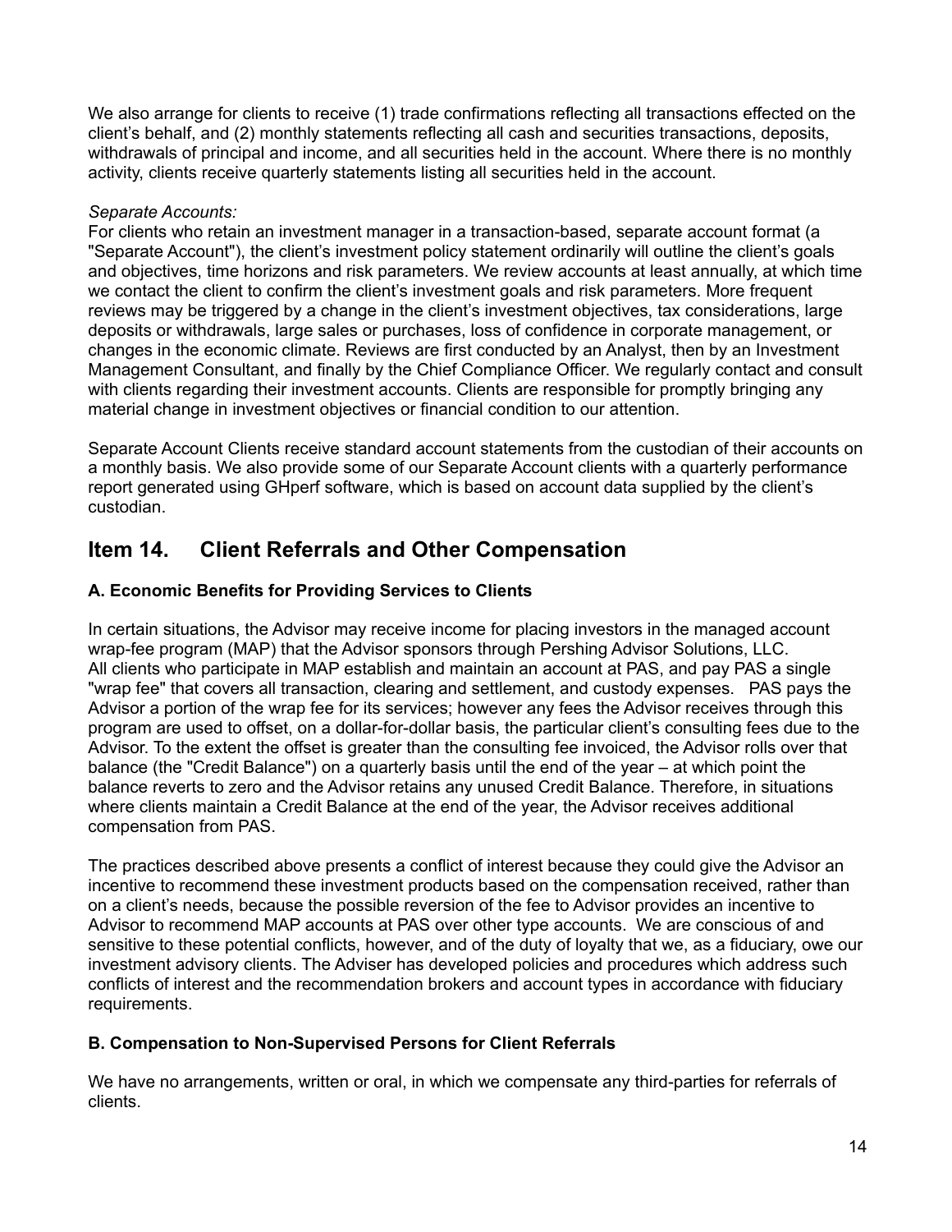We also arrange for clients to receive (1) trade confirmations reflecting all transactions effected on the client's behalf, and (2) monthly statements reflecting all cash and securities transactions, deposits, withdrawals of principal and income, and all securities held in the account. Where there is no monthly activity, clients receive quarterly statements listing all securities held in the account.

*Separate Accounts:*
For clients who retain an investment manager in a transaction-based, separate account format (a "Separate Account"), the client's investment policy statement ordinarily will outline the client's goals and objectives, time horizons and risk parameters. We review accounts at least annually, at which time we contact the client to confirm the client's investment goals and risk parameters. More frequent reviews may be triggered by a change in the client's investment objectives, tax considerations, large deposits or withdrawals, large sales or purchases, loss of confidence in corporate management, or changes in the economic climate. Reviews are first conducted by an Analyst, then by an Investment Management Consultant, and finally by the Chief Compliance Officer. We regularly contact and consult with clients regarding their investment accounts. Clients are responsible for promptly bringing any material change in investment objectives or financial condition to our attention.

Separate Account Clients receive standard account statements from the custodian of their accounts on a monthly basis. We also provide some of our Separate Account clients with a quarterly performance report generated using GHperf software, which is based on account data supplied by the client's custodian.

## Item 14. Client Referrals and Other Compensation

### A. Economic Benefits for Providing Services to Clients

In certain situations, the Advisor may receive income for placing investors in the managed account wrap-fee program (MAP) that the Advisor sponsors through Pershing Advisor Solutions, LLC. All clients who participate in MAP establish and maintain an account at PAS, and pay PAS a single "wrap fee" that covers all transaction, clearing and settlement, and custody expenses. PAS pays the Advisor a portion of the wrap fee for its services; however any fees the Advisor receives through this program are used to offset, on a dollar-for-dollar basis, the particular client's consulting fees due to the Advisor. To the extent the offset is greater than the consulting fee invoiced, the Advisor rolls over that balance (the "Credit Balance") on a quarterly basis until the end of the year – at which point the balance reverts to zero and the Advisor retains any unused Credit Balance. Therefore, in situations where clients maintain a Credit Balance at the end of the year, the Advisor receives additional compensation from PAS.

The practices described above presents a conflict of interest because they could give the Advisor an incentive to recommend these investment products based on the compensation received, rather than on a client's needs, because the possible reversion of the fee to Advisor provides an incentive to Advisor to recommend MAP accounts at PAS over other type accounts. We are conscious of and sensitive to these potential conflicts, however, and of the duty of loyalty that we, as a fiduciary, owe our investment advisory clients. The Adviser has developed policies and procedures which address such conflicts of interest and the recommendation brokers and account types in accordance with fiduciary requirements.

### B. Compensation to Non-Supervised Persons for Client Referrals

We have no arrangements, written or oral, in which we compensate any third-parties for referrals of clients.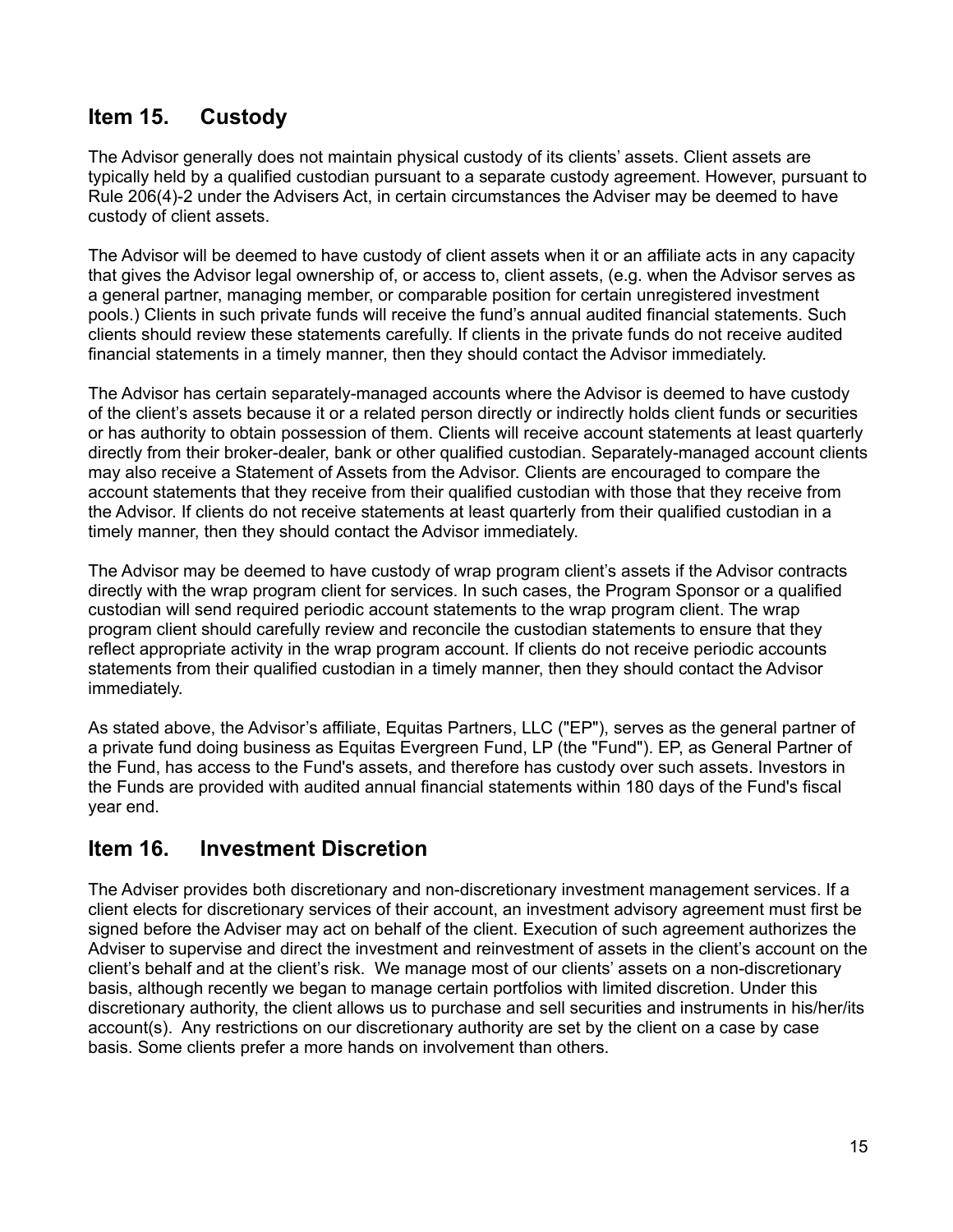## Item 15. Custody

The Advisor generally does not maintain physical custody of its clients' assets. Client assets are typically held by a qualified custodian pursuant to a separate custody agreement. However, pursuant to Rule 206(4)-2 under the Advisers Act, in certain circumstances the Adviser may be deemed to have custody of client assets.

The Advisor will be deemed to have custody of client assets when it or an affiliate acts in any capacity that gives the Advisor legal ownership of, or access to, client assets, (e.g. when the Advisor serves as a general partner, managing member, or comparable position for certain unregistered investment pools.) Clients in such private funds will receive the fund's annual audited financial statements. Such clients should review these statements carefully. If clients in the private funds do not receive audited financial statements in a timely manner, then they should contact the Advisor immediately.

The Advisor has certain separately-managed accounts where the Advisor is deemed to have custody of the client's assets because it or a related person directly or indirectly holds client funds or securities or has authority to obtain possession of them. Clients will receive account statements at least quarterly directly from their broker-dealer, bank or other qualified custodian. Separately-managed account clients may also receive a Statement of Assets from the Advisor. Clients are encouraged to compare the account statements that they receive from their qualified custodian with those that they receive from the Advisor. If clients do not receive statements at least quarterly from their qualified custodian in a timely manner, then they should contact the Advisor immediately.

The Advisor may be deemed to have custody of wrap program client's assets if the Advisor contracts directly with the wrap program client for services. In such cases, the Program Sponsor or a qualified custodian will send required periodic account statements to the wrap program client. The wrap program client should carefully review and reconcile the custodian statements to ensure that they reflect appropriate activity in the wrap program account. If clients do not receive periodic accounts statements from their qualified custodian in a timely manner, then they should contact the Advisor immediately.

As stated above, the Advisor's affiliate, Equitas Partners, LLC ("EP"), serves as the general partner of a private fund doing business as Equitas Evergreen Fund, LP (the "Fund"). EP, as General Partner of the Fund, has access to the Fund's assets, and therefore has custody over such assets. Investors in the Funds are provided with audited annual financial statements within 180 days of the Fund's fiscal year end.

## Item 16. Investment Discretion

The Adviser provides both discretionary and non-discretionary investment management services. If a client elects for discretionary services of their account, an investment advisory agreement must first be signed before the Adviser may act on behalf of the client. Execution of such agreement authorizes the Adviser to supervise and direct the investment and reinvestment of assets in the client's account on the client's behalf and at the client's risk. We manage most of our clients' assets on a non-discretionary basis, although recently we began to manage certain portfolios with limited discretion. Under this discretionary authority, the client allows us to purchase and sell securities and instruments in his/her/its account(s). Any restrictions on our discretionary authority are set by the client on a case by case basis. Some clients prefer a more hands on involvement than others.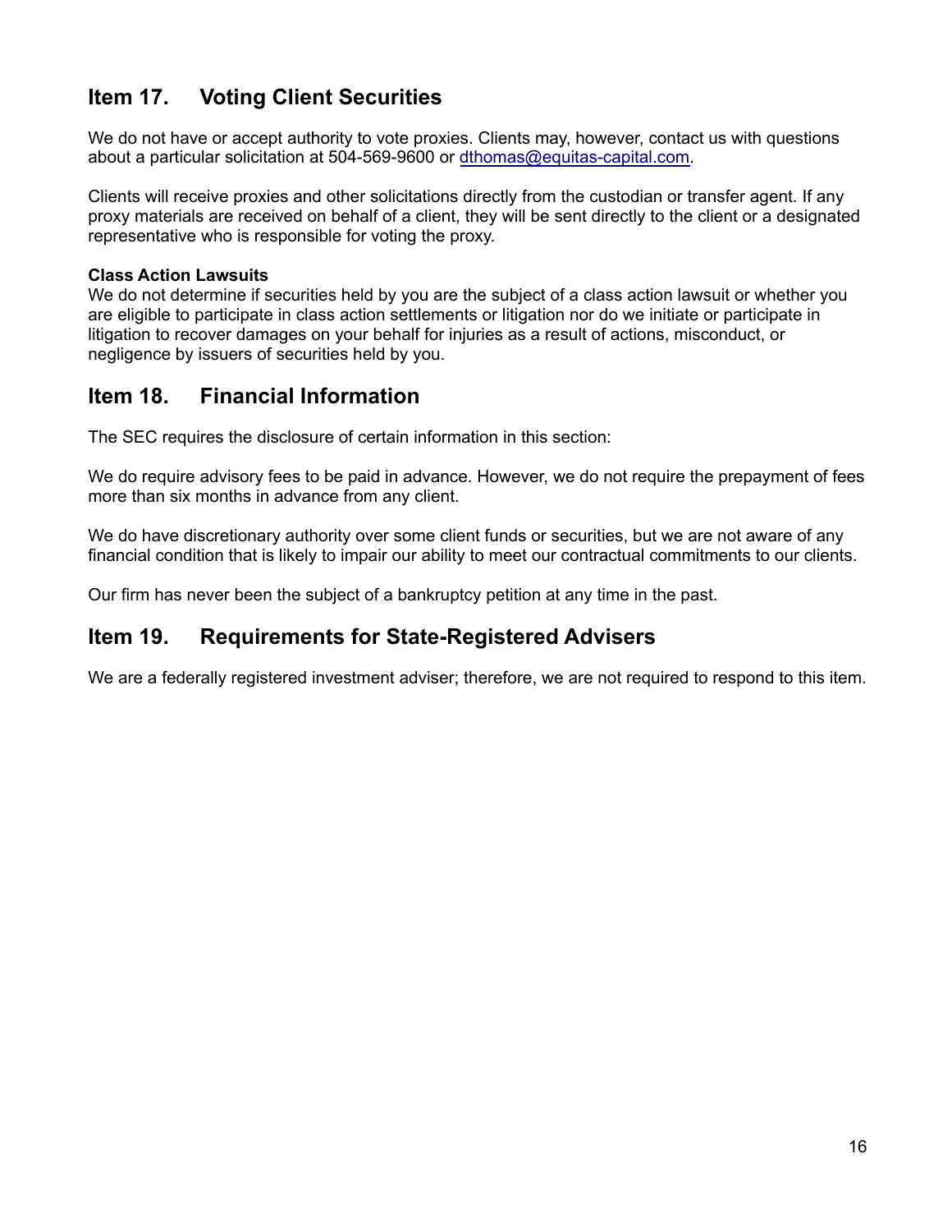## Item 17. Voting Client Securities

We do not have or accept authority to vote proxies. Clients may, however, contact us with questions about a particular solicitation at 504-569-9600 or dthomas@equitas-capital.com.

Clients will receive proxies and other solicitations directly from the custodian or transfer agent. If any proxy materials are received on behalf of a client, they will be sent directly to the client or a designated representative who is responsible for voting the proxy.

**Class Action Lawsuits**

We do not determine if securities held by you are the subject of a class action lawsuit or whether you are eligible to participate in class action settlements or litigation nor do we initiate or participate in litigation to recover damages on your behalf for injuries as a result of actions, misconduct, or negligence by issuers of securities held by you.

## Item 18. Financial Information

The SEC requires the disclosure of certain information in this section:

We do require advisory fees to be paid in advance. However, we do not require the prepayment of fees more than six months in advance from any client.

We do have discretionary authority over some client funds or securities, but we are not aware of any financial condition that is likely to impair our ability to meet our contractual commitments to our clients.

Our firm has never been the subject of a bankruptcy petition at any time in the past.

## Item 19. Requirements for State-Registered Advisers

We are a federally registered investment adviser; therefore, we are not required to respond to this item.